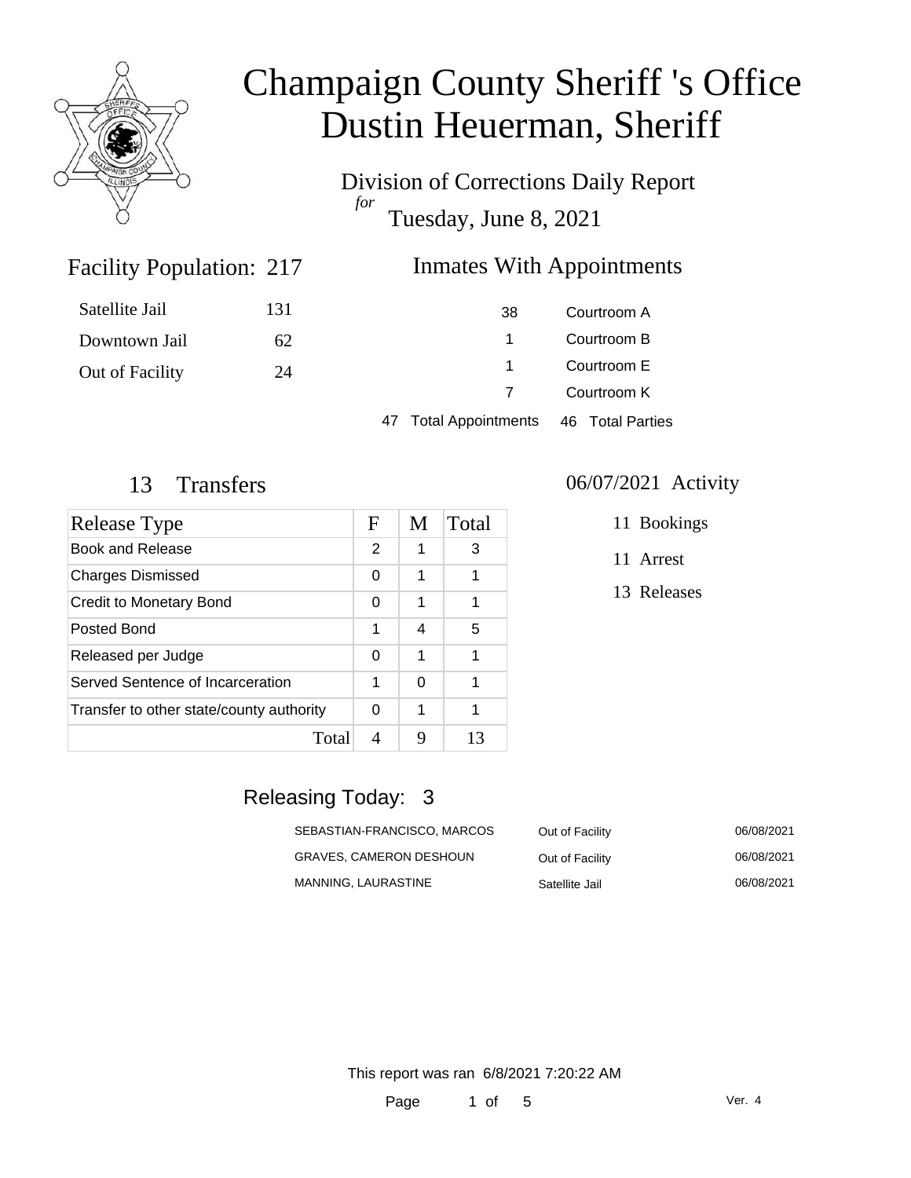# Champaign County Sheriff 's Office
# Dustin Heuerman, Sheriff

Division of Corrections Daily Report
*for*
Tuesday, June 8, 2021

## Facility Population: 217

| | |
|---|---|
| Satellite Jail | 131 |
| Downtown Jail | 62 |
| Out of Facility | 24 |

## Inmates With Appointments

| | |
|---|---|
| 38 | Courtroom A |
| 1 | Courtroom B |
| 1 | Courtroom E |
| 7 | Courtroom K |

47 Total Appointments    46 Total Parties

## 13 Transfers

| Release Type | F | M | Total |
|---|---|---|---|
| Book and Release | 2 | 1 | 3 |
| Charges Dismissed | 0 | 1 | 1 |
| Credit to Monetary Bond | 0 | 1 | 1 |
| Posted Bond | 1 | 4 | 5 |
| Released per Judge | 0 | 1 | 1 |
| Served Sentence of Incarceration | 1 | 0 | 1 |
| Transfer to other state/county authority | 0 | 1 | 1 |
| Total | 4 | 9 | 13 |

## 06/07/2021 Activity

- 11 Bookings
- 11 Arrest
- 13 Releases

## Releasing Today: 3

| | | |
|---|---|---|
| SEBASTIAN-FRANCISCO, MARCOS | Out of Facility | 06/08/2021 |
| GRAVES, CAMERON DESHOUN | Out of Facility | 06/08/2021 |
| MANNING, LAURASTINE | Satellite Jail | 06/08/2021 |

This report was ran 6/8/2021 7:20:22 AM

Ver. 4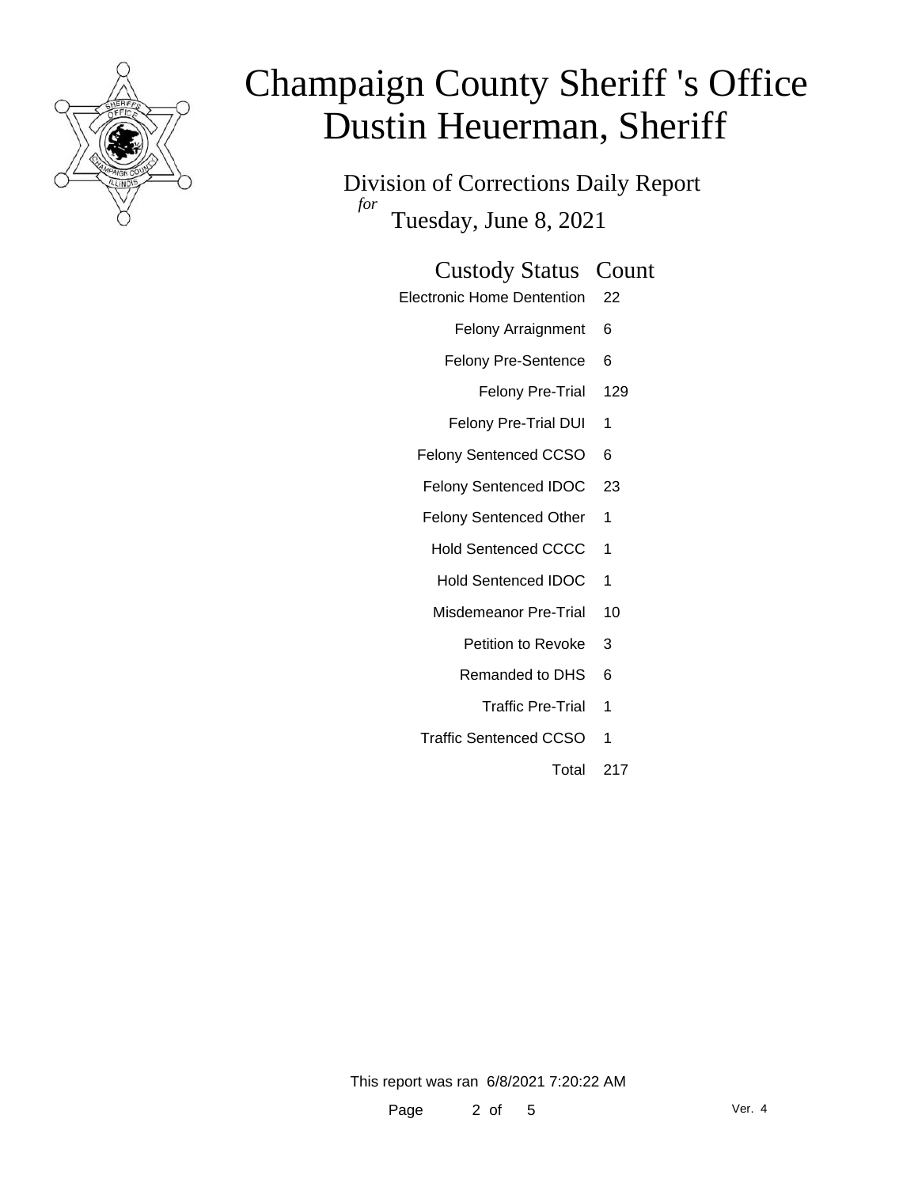# Champaign County Sheriff 's Office
# Dustin Heuerman, Sheriff

Division of Corrections Daily Report
*for*
Tuesday, June 8, 2021

| Custody Status | Count |
|---|---|
| Electronic Home Dentention | 22 |
| Felony Arraignment | 6 |
| Felony Pre-Sentence | 6 |
| Felony Pre-Trial | 129 |
| Felony Pre-Trial DUI | 1 |
| Felony Sentenced CCSO | 6 |
| Felony Sentenced IDOC | 23 |
| Felony Sentenced Other | 1 |
| Hold Sentenced CCCC | 1 |
| Hold Sentenced IDOC | 1 |
| Misdemeanor Pre-Trial | 10 |
| Petition to Revoke | 3 |
| Remanded to DHS | 6 |
| Traffic Pre-Trial | 1 |
| Traffic Sentenced CCSO | 1 |
| Total | 217 |

This report was ran 6/8/2021 7:20:22 AM

Ver. 4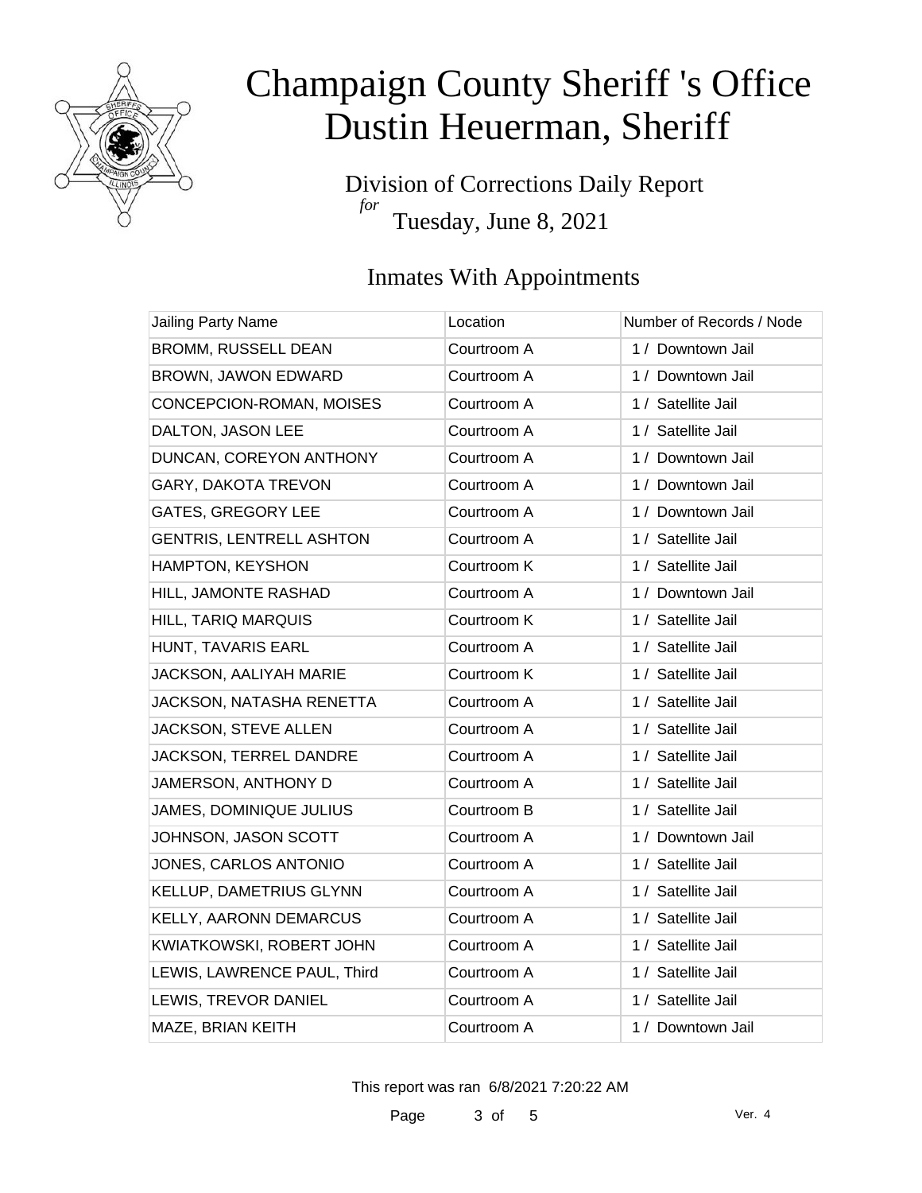# Champaign County Sheriff 's Office
# Dustin Heuerman, Sheriff

Division of Corrections Daily Report
*for*
Tuesday, June 8, 2021

## Inmates With Appointments

| Jailing Party Name | Location | Number of Records / Node |
|---|---|---|
| BROMM, RUSSELL DEAN | Courtroom A | 1 / Downtown Jail |
| BROWN, JAWON EDWARD | Courtroom A | 1 / Downtown Jail |
| CONCEPCION-ROMAN, MOISES | Courtroom A | 1 / Satellite Jail |
| DALTON, JASON LEE | Courtroom A | 1 / Satellite Jail |
| DUNCAN, COREYON ANTHONY | Courtroom A | 1 / Downtown Jail |
| GARY, DAKOTA TREVON | Courtroom A | 1 / Downtown Jail |
| GATES, GREGORY LEE | Courtroom A | 1 / Downtown Jail |
| GENTRIS, LENTRELL ASHTON | Courtroom A | 1 / Satellite Jail |
| HAMPTON, KEYSHON | Courtroom K | 1 / Satellite Jail |
| HILL, JAMONTE RASHAD | Courtroom A | 1 / Downtown Jail |
| HILL, TARIQ MARQUIS | Courtroom K | 1 / Satellite Jail |
| HUNT, TAVARIS EARL | Courtroom A | 1 / Satellite Jail |
| JACKSON, AALIYAH MARIE | Courtroom K | 1 / Satellite Jail |
| JACKSON, NATASHA RENETTA | Courtroom A | 1 / Satellite Jail |
| JACKSON, STEVE ALLEN | Courtroom A | 1 / Satellite Jail |
| JACKSON, TERREL DANDRE | Courtroom A | 1 / Satellite Jail |
| JAMERSON, ANTHONY D | Courtroom A | 1 / Satellite Jail |
| JAMES, DOMINIQUE JULIUS | Courtroom B | 1 / Satellite Jail |
| JOHNSON, JASON SCOTT | Courtroom A | 1 / Downtown Jail |
| JONES, CARLOS ANTONIO | Courtroom A | 1 / Satellite Jail |
| KELLUP, DAMETRIUS GLYNN | Courtroom A | 1 / Satellite Jail |
| KELLY, AARONN DEMARCUS | Courtroom A | 1 / Satellite Jail |
| KWIATKOWSKI, ROBERT JOHN | Courtroom A | 1 / Satellite Jail |
| LEWIS, LAWRENCE PAUL, Third | Courtroom A | 1 / Satellite Jail |
| LEWIS, TREVOR DANIEL | Courtroom A | 1 / Satellite Jail |
| MAZE, BRIAN KEITH | Courtroom A | 1 / Downtown Jail |

This report was ran 6/8/2021 7:20:22 AM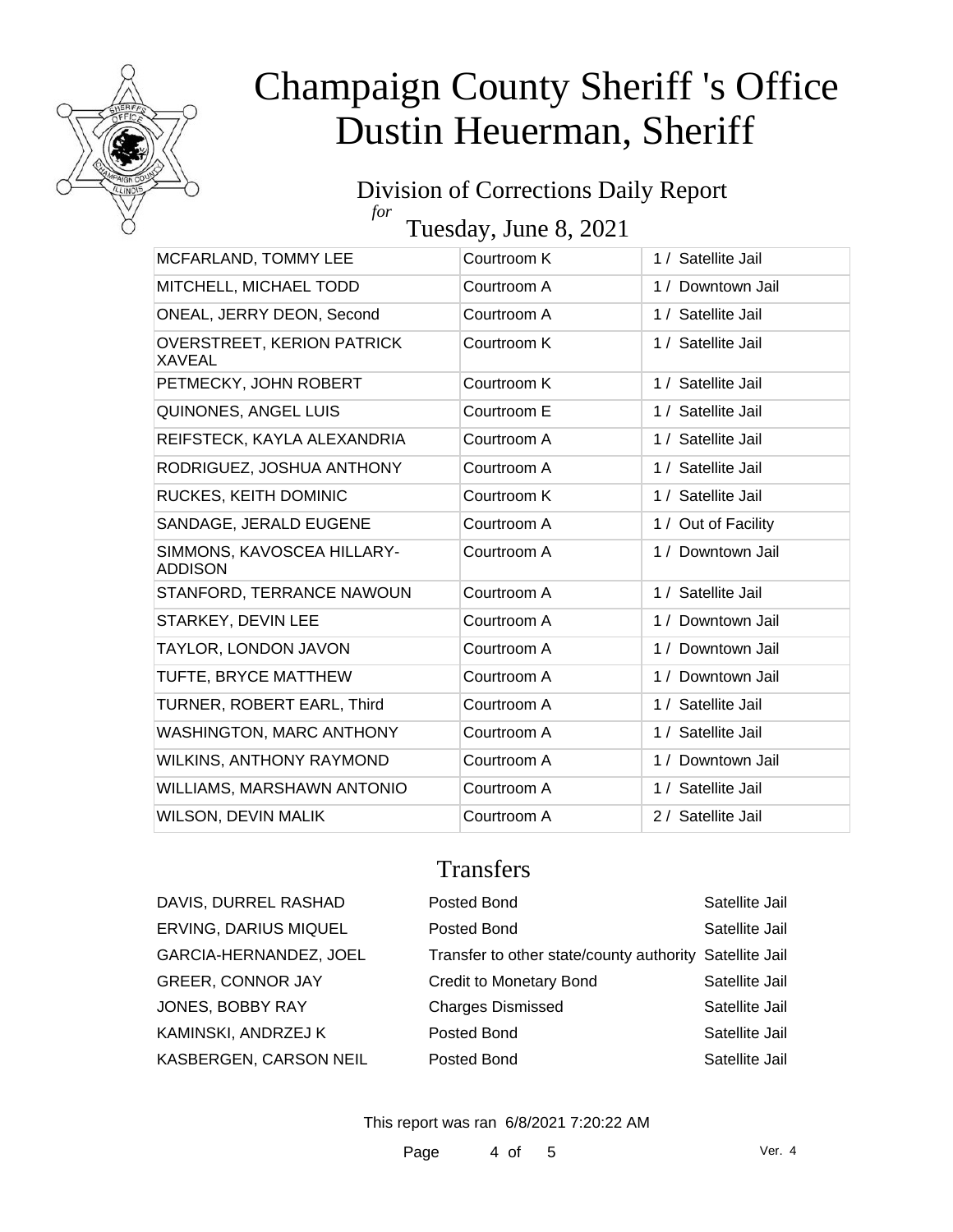# Champaign County Sheriff 's Office
# Dustin Heuerman, Sheriff

## Division of Corrections Daily Report

*for* Tuesday, June 8, 2021

| | | |
|---|---|---|
| MCFARLAND, TOMMY LEE | Courtroom K | 1 / Satellite Jail |
| MITCHELL, MICHAEL TODD | Courtroom A | 1 / Downtown Jail |
| ONEAL, JERRY DEON, Second | Courtroom A | 1 / Satellite Jail |
| OVERSTREET, KERION PATRICK XAVEAL | Courtroom K | 1 / Satellite Jail |
| PETMECKY, JOHN ROBERT | Courtroom K | 1 / Satellite Jail |
| QUINONES, ANGEL LUIS | Courtroom E | 1 / Satellite Jail |
| REIFSTECK, KAYLA ALEXANDRIA | Courtroom A | 1 / Satellite Jail |
| RODRIGUEZ, JOSHUA ANTHONY | Courtroom A | 1 / Satellite Jail |
| RUCKES, KEITH DOMINIC | Courtroom K | 1 / Satellite Jail |
| SANDAGE, JERALD EUGENE | Courtroom A | 1 / Out of Facility |
| SIMMONS, KAVOSCEA HILLARY-ADDISON | Courtroom A | 1 / Downtown Jail |
| STANFORD, TERRANCE NAWOUN | Courtroom A | 1 / Satellite Jail |
| STARKEY, DEVIN LEE | Courtroom A | 1 / Downtown Jail |
| TAYLOR, LONDON JAVON | Courtroom A | 1 / Downtown Jail |
| TUFTE, BRYCE MATTHEW | Courtroom A | 1 / Downtown Jail |
| TURNER, ROBERT EARL, Third | Courtroom A | 1 / Satellite Jail |
| WASHINGTON, MARC ANTHONY | Courtroom A | 1 / Satellite Jail |
| WILKINS, ANTHONY RAYMOND | Courtroom A | 1 / Downtown Jail |
| WILLIAMS, MARSHAWN ANTONIO | Courtroom A | 1 / Satellite Jail |
| WILSON, DEVIN MALIK | Courtroom A | 2 / Satellite Jail |

## Transfers

| | | |
|---|---|---|
| DAVIS, DURREL RASHAD | Posted Bond | Satellite Jail |
| ERVING, DARIUS MIQUEL | Posted Bond | Satellite Jail |
| GARCIA-HERNANDEZ, JOEL | Transfer to other state/county authority | Satellite Jail |
| GREER, CONNOR JAY | Credit to Monetary Bond | Satellite Jail |
| JONES, BOBBY RAY | Charges Dismissed | Satellite Jail |
| KAMINSKI, ANDRZEJ K | Posted Bond | Satellite Jail |
| KASBERGEN, CARSON NEIL | Posted Bond | Satellite Jail |

This report was ran 6/8/2021 7:20:22 AM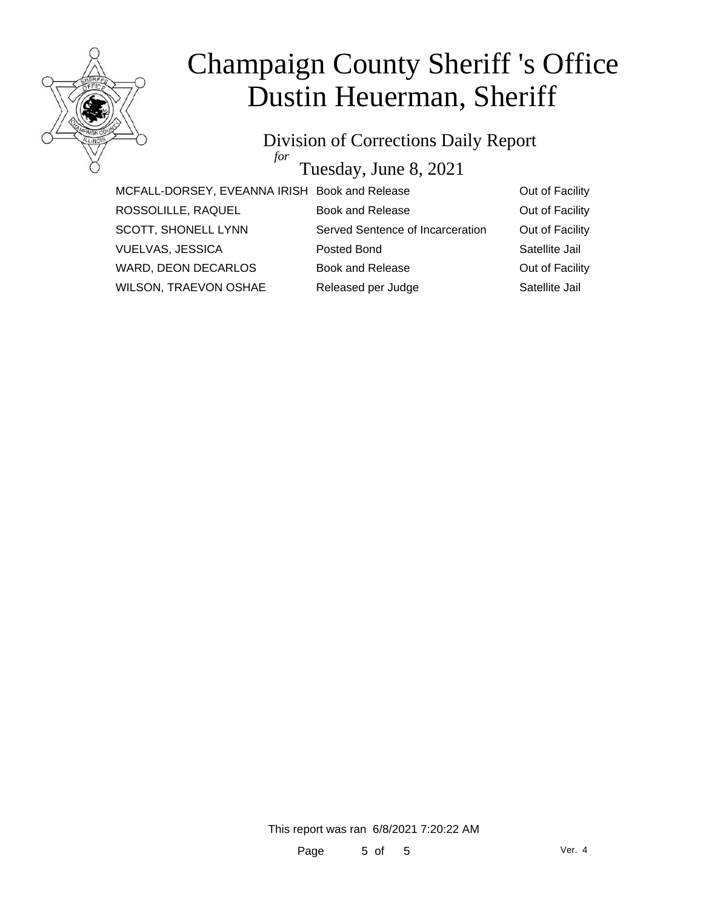# Champaign County Sheriff 's Office
# Dustin Heuerman, Sheriff

## Division of Corrections Daily Report

*for* Tuesday, June 8, 2021

| | | |
|---|---|---|
| MCFALL-DORSEY, EVEANNA IRISH | Book and Release | Out of Facility |
| ROSSOLILLE, RAQUEL | Book and Release | Out of Facility |
| SCOTT, SHONELL LYNN | Served Sentence of Incarceration | Out of Facility |
| VUELVAS, JESSICA | Posted Bond | Satellite Jail |
| WARD, DEON DECARLOS | Book and Release | Out of Facility |
| WILSON, TRAEVON OSHAE | Released per Judge | Satellite Jail |

This report was ran 6/8/2021 7:20:22 AM

Ver. 4